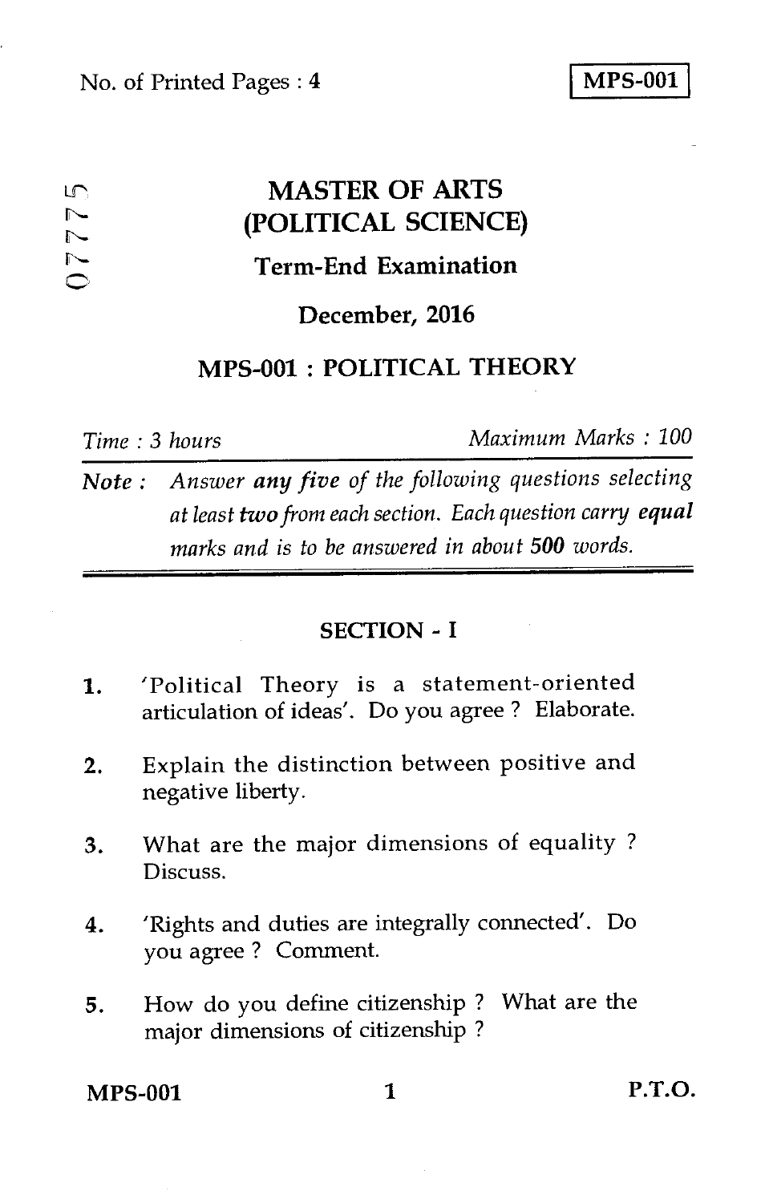No. of Printed Pages : 4

**MPS-001**

07775

# MASTER OF ARTS (POLITICAL SCIENCE)

## Term-End Examination

## December, 2016

## MPS-001 : POLITICAL THEORY

*Time : 3 hours* *Maximum Marks : 100*

***Note :*** *Answer **any five** of the following questions selecting at least **two** from each section. Each question carry **equal** marks and is to be answered in about **500** words.*

### SECTION - I

1. 'Political Theory is a statement-oriented articulation of ideas'. Do you agree ? Elaborate.

2. Explain the distinction between positive and negative liberty.

3. What are the major dimensions of equality ? Discuss.

4. 'Rights and duties are integrally connected'. Do you agree ? Comment.

5. How do you define citizenship ? What are the major dimensions of citizenship ?

MPS-001 P.T.O.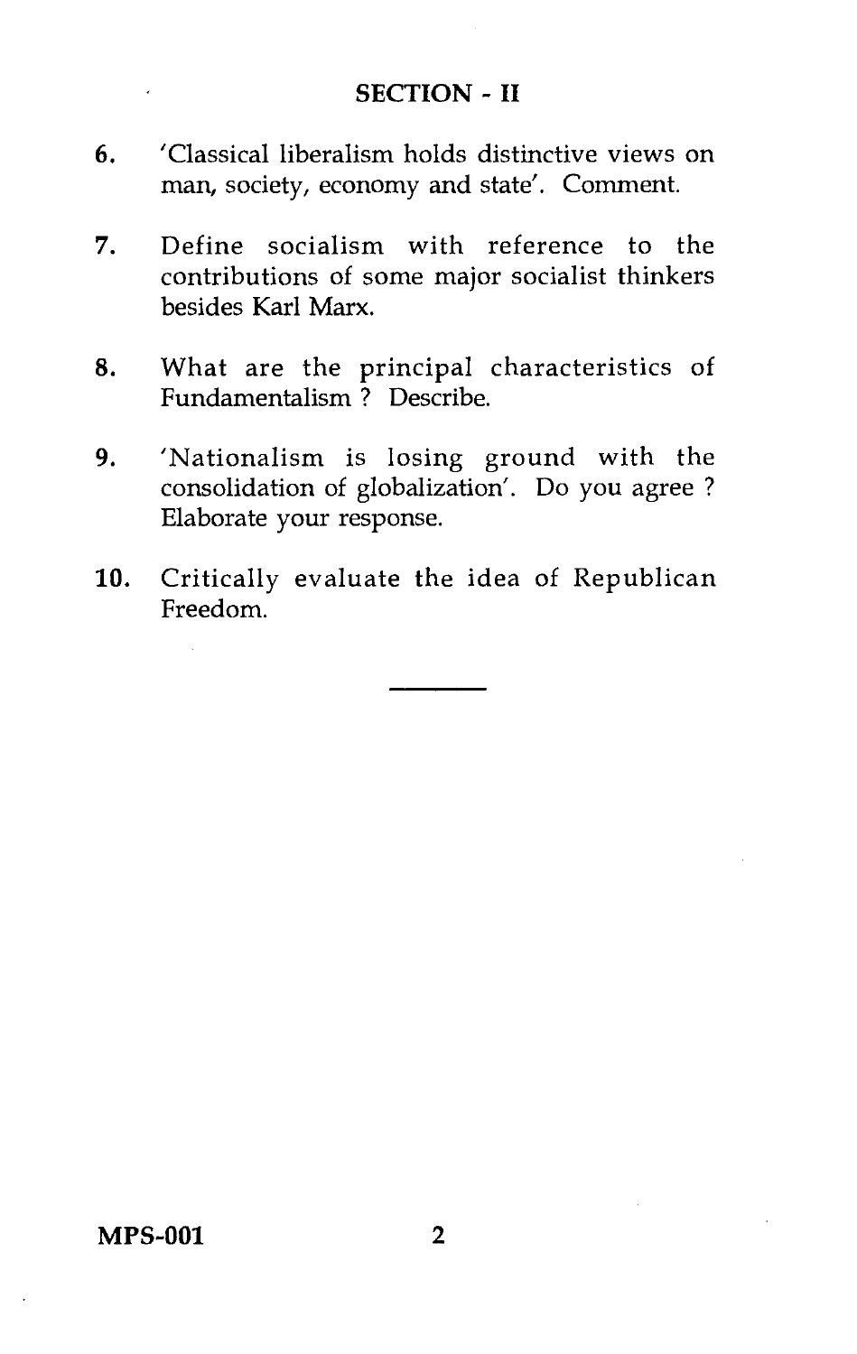## SECTION - II

6. 'Classical liberalism holds distinctive views on man, society, economy and state'. Comment.

7. Define socialism with reference to the contributions of some major socialist thinkers besides Karl Marx.

8. What are the principal characteristics of Fundamentalism ? Describe.

9. 'Nationalism is losing ground with the consolidation of globalization'. Do you agree ? Elaborate your response.

10. Critically evaluate the idea of Republican Freedom.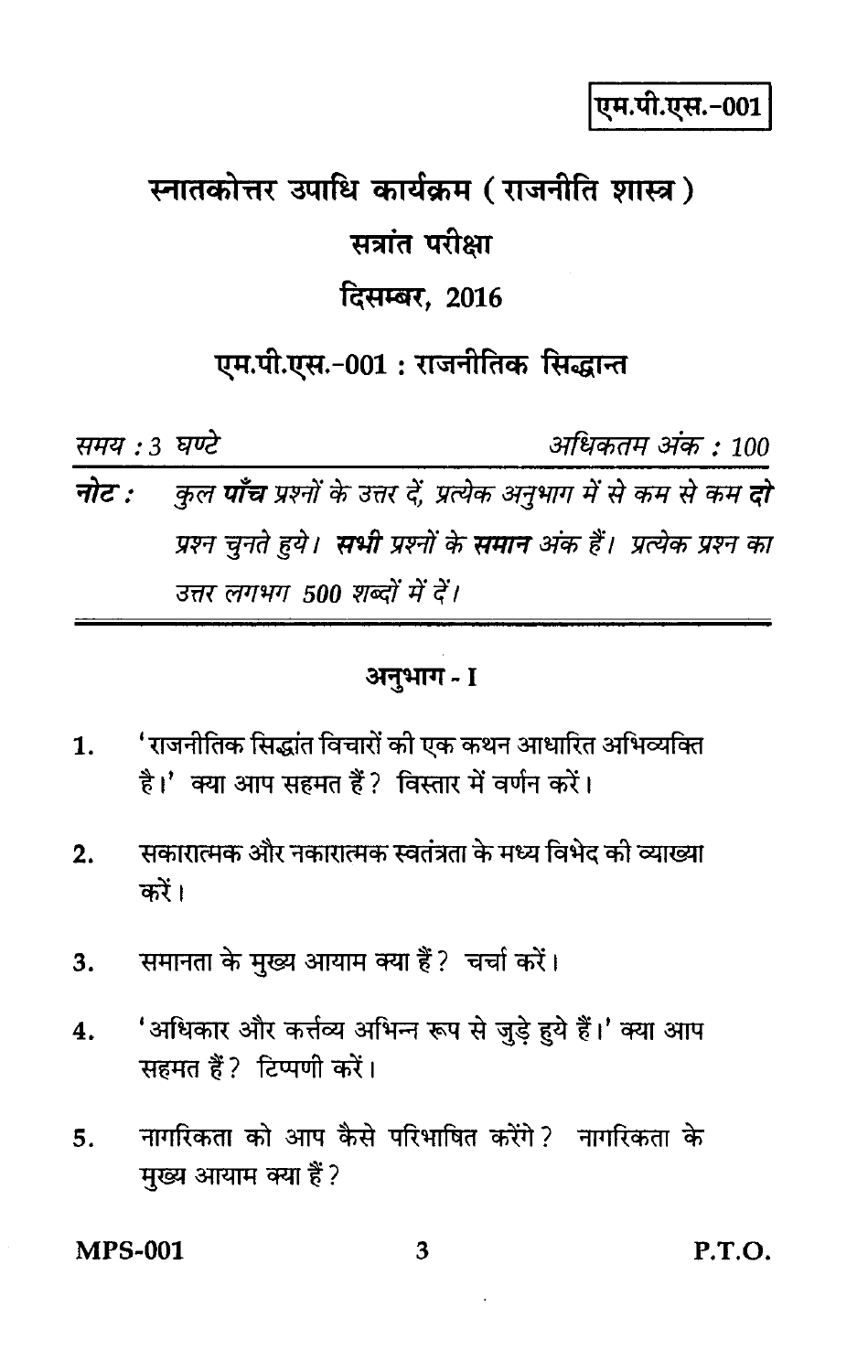एम.पी.एस.-001

# स्नातकोत्तर उपाधि कार्यक्रम ( राजनीति शास्त्र )

## सत्रांत परीक्षा

## दिसम्बर, 2016

## एम.पी.एस.-001 : राजनीतिक सिद्धान्त

*समय : 3 घण्टे* *अधिकतम अंक : 100*

***नोट :*** *कुल **पाँच** प्रश्नों के उत्तर दें, प्रत्येक अनुभाग में से कम से कम **दो** प्रश्न चुनते हुये। **सभी** प्रश्नों के **समान** अंक हैं। प्रत्येक प्रश्न का उत्तर लगभग 500 शब्दों में दें।*

### अनुभाग - I

1. 'राजनीतिक सिद्धांत विचारों की एक कथन आधारित अभिव्यक्ति है।' क्या आप सहमत हैं? विस्तार में वर्णन करें।

2. सकारात्मक और नकारात्मक स्वतंत्रता के मध्य विभेद की व्याख्या करें।

3. समानता के मुख्य आयाम क्या हैं? चर्चा करें।

4. 'अधिकार और कर्त्तव्य अभिन्न रूप से जुड़े हुये हैं।' क्या आप सहमत हैं? टिप्पणी करें।

5. नागरिकता को आप कैसे परिभाषित करेंगे? नागरिकता के मुख्य आयाम क्या हैं?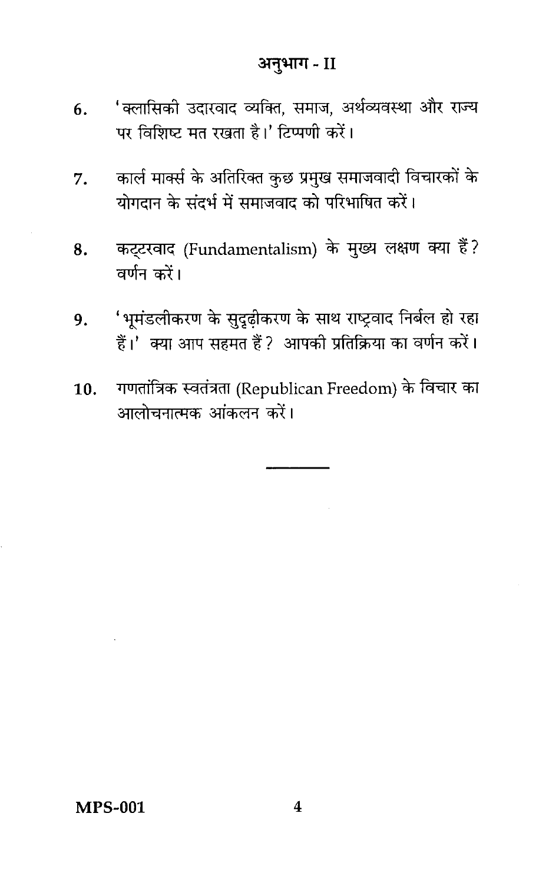## अनुभाग - II

6. 'क्लासिकी उदारवाद व्यक्ति, समाज, अर्थव्यवस्था और राज्य पर विशिष्ट मत रखता है।' टिप्पणी करें।

7. कार्ल मार्क्स के अतिरिक्त कुछ प्रमुख समाजवादी विचारकों के योगदान के संदर्भ में समाजवाद को परिभाषित करें।

8. कट्टरवाद (Fundamentalism) के मुख्य लक्षण क्या हैं? वर्णन करें।

9. 'भूमंडलीकरण के सुदृढ़ीकरण के साथ राष्ट्रवाद निर्बल हो रहा हैं।' क्या आप सहमत हैं? आपकी प्रतिक्रिया का वर्णन करें।

10. गणतांत्रिक स्वतंत्रता (Republican Freedom) के विचार का आलोचनात्मक आंकलन करें।

---